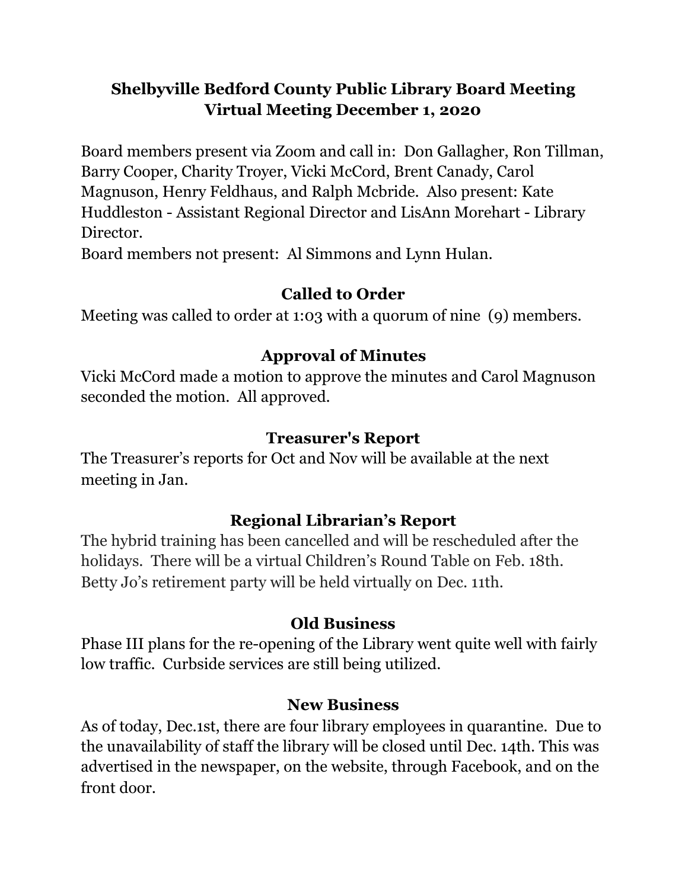# Shelbyville Bedford County Public Library Board Meeting
## Virtual Meeting December 1, 2020

Board members present via Zoom and call in: Don Gallagher, Ron Tillman, Barry Cooper, Charity Troyer, Vicki McCord, Brent Canady, Carol Magnuson, Henry Feldhaus, and Ralph Mcbride. Also present: Kate Huddleston - Assistant Regional Director and LisAnn Morehart - Library Director.
Board members not present: Al Simmons and Lynn Hulan.

### Called to Order

Meeting was called to order at 1:03 with a quorum of nine (9) members.

### Approval of Minutes

Vicki McCord made a motion to approve the minutes and Carol Magnuson seconded the motion. All approved.

### Treasurer's Report

The Treasurer's reports for Oct and Nov will be available at the next meeting in Jan.

### Regional Librarian's Report

The hybrid training has been cancelled and will be rescheduled after the holidays. There will be a virtual Children's Round Table on Feb. 18th. Betty Jo's retirement party will be held virtually on Dec. 11th.

### Old Business

Phase III plans for the re-opening of the Library went quite well with fairly low traffic. Curbside services are still being utilized.

### New Business

As of today, Dec.1st, there are four library employees in quarantine. Due to the unavailability of staff the library will be closed until Dec. 14th. This was advertised in the newspaper, on the website, through Facebook, and on the front door.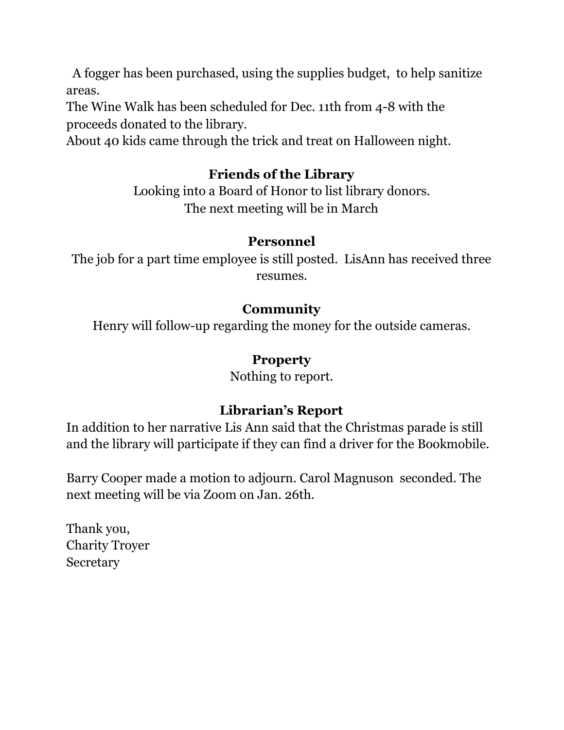A fogger has been purchased, using the supplies budget, to help sanitize areas.
The Wine Walk has been scheduled for Dec. 11th from 4-8 with the proceeds donated to the library.
About 40 kids came through the trick and treat on Halloween night.

**Friends of the Library**

Looking into a Board of Honor to list library donors.
The next meeting will be in March

**Personnel**

The job for a part time employee is still posted. LisAnn has received three resumes.

**Community**

Henry will follow-up regarding the money for the outside cameras.

**Property**

Nothing to report.

**Librarian's Report**

In addition to her narrative Lis Ann said that the Christmas parade is still and the library will participate if they can find a driver for the Bookmobile.

Barry Cooper made a motion to adjourn. Carol Magnuson seconded. The next meeting will be via Zoom on Jan. 26th.

Thank you,
Charity Troyer
Secretary